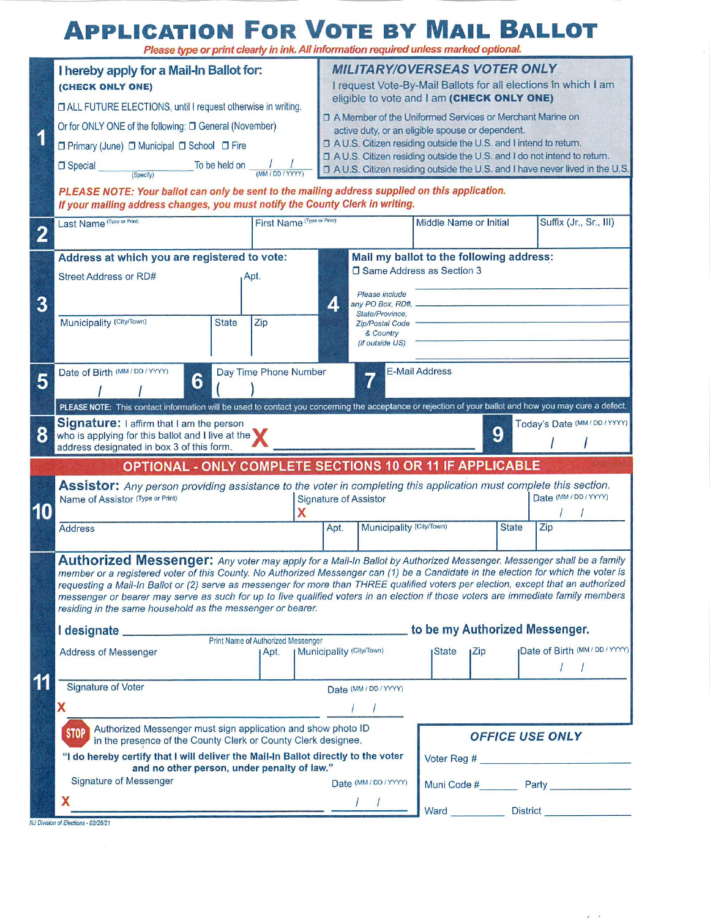# APPLICATION FOR VOTE BY MAIL BALLOT

*Please type or print clearly in ink. All information required unless marked optional.*

**1**

**I hereby apply for a Mail-In Ballot for:**
**(CHECK ONLY ONE)**

- ☐ ALL FUTURE ELECTIONS, until I request otherwise in writing.

Or for ONLY ONE of the following: ☐ General (November)

☐ Primary (June) ☐ Municipal ☐ School ☐ Fire

☐ Special ________________ (Specify) To be held on ___/___/___ (MM / DD / YYYY)

***MILITARY/OVERSEAS VOTER ONLY***

I request Vote-By-Mail Ballots for all elections in which I am eligible to vote and I am **(CHECK ONLY ONE)**

- ☐ A Member of the Uniformed Services or Merchant Marine on active duty, or an eligible spouse or dependent.
- ☐ A U.S. Citizen residing outside the U.S. and I intend to return.
- ☐ A U.S. Citizen residing outside the U.S. and I do not intend to return.
- ☐ A U.S. Citizen residing outside the U.S. and I have never lived in the U.S.

***PLEASE NOTE: Your ballot can only be sent to the mailing address supplied on this application. If your mailing address changes, you must notify the County Clerk in writing.***

**2**

| Last Name (Type or Print) | First Name (Type or Print) | Middle Name or Initial | Suffix (Jr., Sr., III) |
|---|---|---|---|
| | | | |

**3**

**Address at which you are registered to vote:**

| Street Address or RD# | | Apt. |
|---|---|---|
| | | |
| **Municipality (City/Town)** | **State** | **Zip** |
| | | |

**4**

**Mail my ballot to the following address:**

☐ Same Address as Section 3

*Please include any PO Box, RD#, State/Province, Zip/Postal Code & Country (if outside US)*

______________________________

______________________________

______________________________

______________________________

**5** Date of Birth (MM / DD / YYYY) ___/___/___

**6** Day Time Phone Number (    )

**7** E-Mail Address

**PLEASE NOTE:** This contact information will be used to contact you concerning the acceptance or rejection of your ballot and how you may cure a defect.

**8** **Signature:** I affirm that I am the person who is applying for this ballot and I live at the address designated in box 3 of this form. **X** ______________________________

**9** Today's Date (MM / DD / YYYY) ___/___/___

## OPTIONAL - ONLY COMPLETE SECTIONS 10 OR 11 IF APPLICABLE

**10**

**Assistor:** *Any person providing assistance to the voter in completing this application must complete this section.*

| Name of Assistor (Type or Print) | | Signature of Assistor | | Date (MM / DD / YYYY) |
|---|---|---|---|---|
| | | X | | / / |
| **Address** | **Apt.** | **Municipality (City/Town)** | **State** | **Zip** |
| | | | | |

**11**

**Authorized Messenger:** *Any voter may apply for a Mail-In Ballot by Authorized Messenger. Messenger shall be a family member or a registered voter of this County. No Authorized Messenger can (1) be a Candidate in the election for which the voter is requesting a Mail-In Ballot or (2) serve as messenger for more than THREE qualified voters per election, except that an authorized messenger or bearer may serve as such for up to five qualified voters in an election if those voters are immediate family members residing in the same household as the messenger or bearer.*

**I designate** ______________________________ (Print Name of Authorized Messenger) **to be my Authorized Messenger.**

| Address of Messenger | Apt. | Municipality (City/Town) | State | Zip | Date of Birth (MM / DD / YYYY) |
|---|---|---|---|---|---|
| | | | | | / / |

Signature of Voter **X** ______________________________ Date (MM / DD / YYYY) ___/___/___

**STOP** Authorized Messenger must sign application and show photo ID in the presence of the County Clerk or County Clerk designee.

**"I do hereby certify that I will deliver the Mail-In Ballot directly to the voter and no other person, under penalty of law."**

Signature of Messenger **X** ______________________________ Date (MM / DD / YYYY) ___/___/___

***OFFICE USE ONLY***

Voter Reg # ______________________________

Muni Code # ________ Party ______________

Ward ____________ District ______________

*NJ Division of Elections - 02/28/21*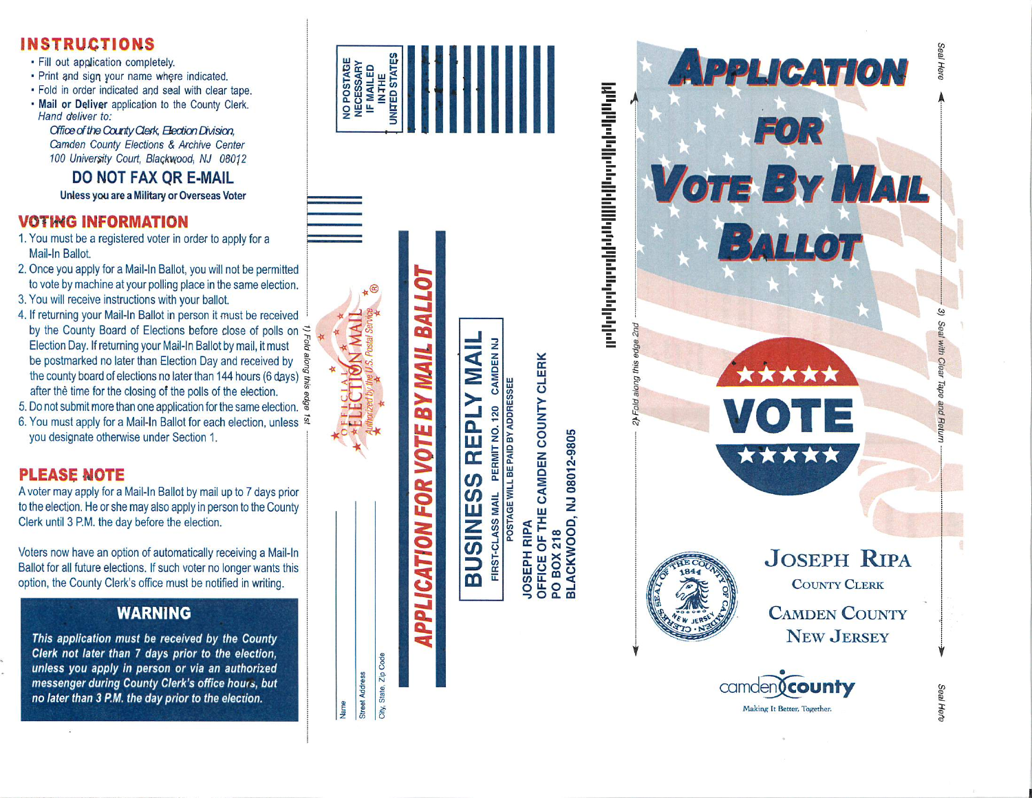## INSTRUCTIONS

- Fill out application completely.
- Print and sign your name where indicated.
- Fold in order indicated and seal with clear tape.
- **Mail or Deliver** application to the County Clerk.

*Hand deliver to:*

*Office of the County Clerk, Election Division,*
*Camden County Elections & Archive Center*
*100 University Court, Blackwood, NJ 08012*

### DO NOT FAX OR E-MAIL

**Unless you are a Military or Overseas Voter**

## VOTING INFORMATION

1. You must be a registered voter in order to apply for a Mail-In Ballot.
2. Once you apply for a Mail-In Ballot, you will not be permitted to vote by machine at your polling place in the same election.
3. You will receive instructions with your ballot.
4. If returning your Mail-In Ballot in person it must be received by the County Board of Elections before close of polls on Election Day. If returning your Mail-In Ballot by mail, it must be postmarked no later than Election Day and received by the county board of elections no later than 144 hours (6 days) after the time for the closing of the polls of the election.
5. Do not submit more than one application for the same election.
6. You must apply for a Mail-In Ballot for each election, unless you designate otherwise under Section 1.

## PLEASE NOTE

A voter may apply for a Mail-In Ballot by mail up to 7 days prior to the election. He or she may also apply in person to the County Clerk until 3 P.M. the day before the election.

Voters now have an option of automatically receiving a Mail-In Ballot for all future elections. If such voter no longer wants this option, the County Clerk's office must be notified in writing.

### WARNING

***This application must be received by the County Clerk not later than 7 days prior to the election, unless you apply in person or via an authorized messenger during County Clerk's office hours, but no later than 3 P.M. the day prior to the election.***

1) Fold along this edge 1st

Name

Street Address

City, State, Zip Code

OFFICIAL ELECTION MAIL

Authorized by the U.S. Postal Service ®

**APPLICATION FOR VOTE BY MAIL BALLOT**

NO POSTAGE NECESSARY IF MAILED IN THE UNITED STATES

**BUSINESS REPLY MAIL**

FIRST-CLASS MAIL PERMIT NO. 120 CAMDEN NJ

POSTAGE WILL BE PAID BY ADDRESSEE

**JOSEPH RIPA**
**OFFICE OF THE CAMDEN COUNTY CLERK**
**PO BOX 218**
**BLACKWOOD, NJ 08012-9805**

2) Fold along this edge 2nd

# APPLICATION FOR VOTE BY MAIL BALLOT

VOTE

THE COUNTY CLERK'S SEAL OF CAMDEN 1844 NEW JERSEY

## JOSEPH RIPA

COUNTY CLERK

CAMDEN COUNTY
NEW JERSEY

camden county

Making It Better, Together.

Seal Here

3) Seal with Clear Tape and Return

Seal Here